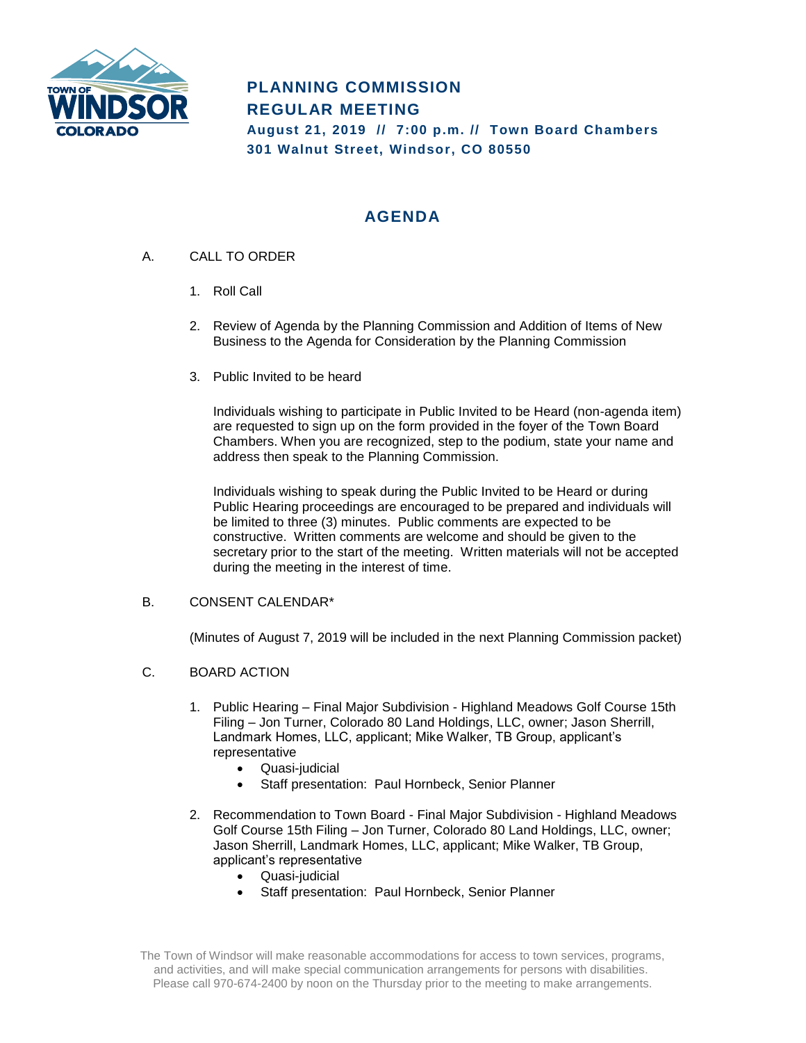# PLANNING COMMISSION
# REGULAR MEETING

**August 21, 2019 // 7:00 p.m. // Town Board Chambers**
**301 Walnut Street, Windsor, CO 80550**

## AGENDA

A. CALL TO ORDER

1. Roll Call

2. Review of Agenda by the Planning Commission and Addition of Items of New Business to the Agenda for Consideration by the Planning Commission

3. Public Invited to be heard

   Individuals wishing to participate in Public Invited to be Heard (non-agenda item) are requested to sign up on the form provided in the foyer of the Town Board Chambers. When you are recognized, step to the podium, state your name and address then speak to the Planning Commission.

   Individuals wishing to speak during the Public Invited to be Heard or during Public Hearing proceedings are encouraged to be prepared and individuals will be limited to three (3) minutes. Public comments are expected to be constructive. Written comments are welcome and should be given to the secretary prior to the start of the meeting. Written materials will not be accepted during the meeting in the interest of time.

B. CONSENT CALENDAR*

(Minutes of August 7, 2019 will be included in the next Planning Commission packet)

C. BOARD ACTION

1. Public Hearing – Final Major Subdivision - Highland Meadows Golf Course 15th Filing – Jon Turner, Colorado 80 Land Holdings, LLC, owner; Jason Sherrill, Landmark Homes, LLC, applicant; Mike Walker, TB Group, applicant's representative
   - Quasi-judicial
   - Staff presentation: Paul Hornbeck, Senior Planner

2. Recommendation to Town Board - Final Major Subdivision - Highland Meadows Golf Course 15th Filing – Jon Turner, Colorado 80 Land Holdings, LLC, owner; Jason Sherrill, Landmark Homes, LLC, applicant; Mike Walker, TB Group, applicant's representative
   - Quasi-judicial
   - Staff presentation: Paul Hornbeck, Senior Planner

The Town of Windsor will make reasonable accommodations for access to town services, programs, and activities, and will make special communication arrangements for persons with disabilities. Please call 970-674-2400 by noon on the Thursday prior to the meeting to make arrangements.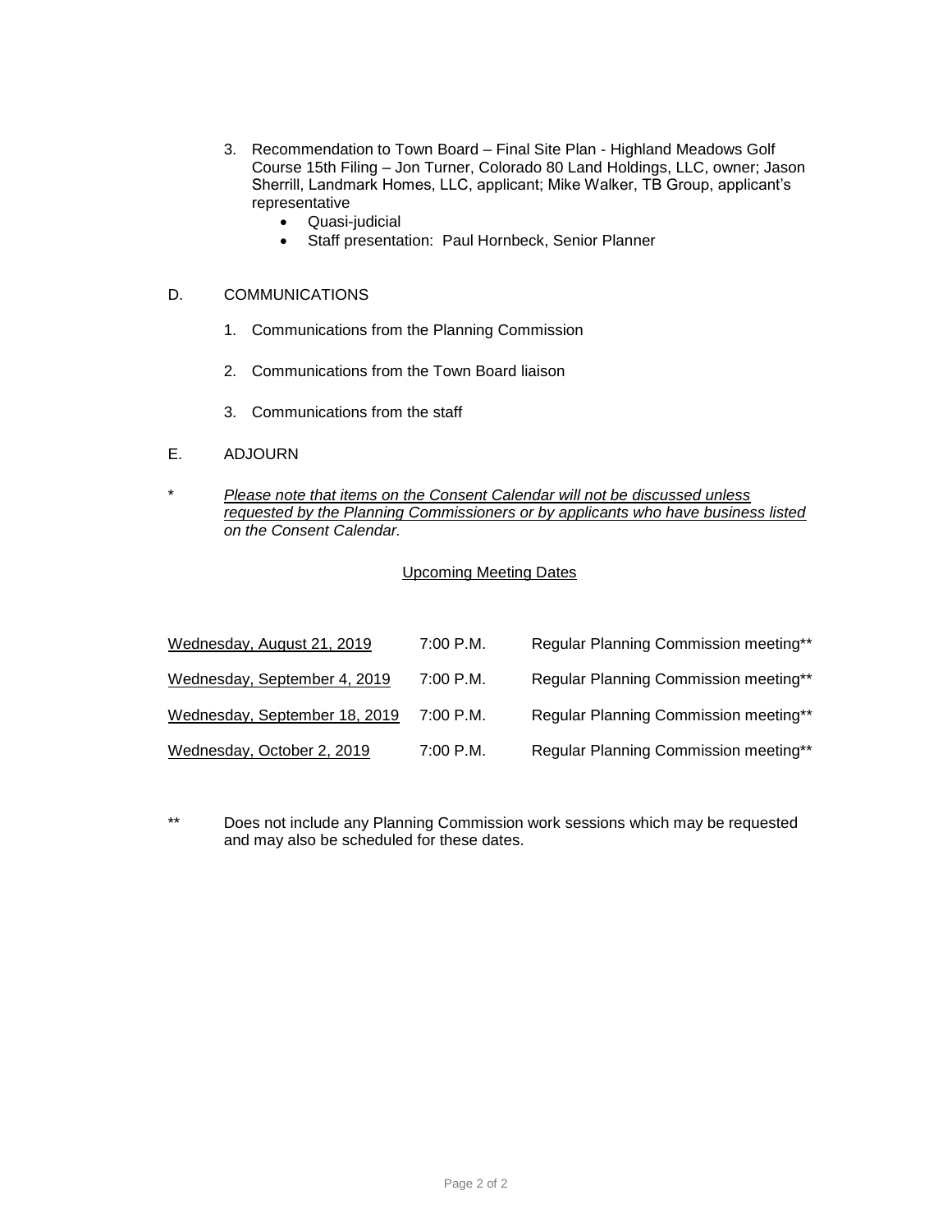3. Recommendation to Town Board – Final Site Plan - Highland Meadows Golf Course 15th Filing – Jon Turner, Colorado 80 Land Holdings, LLC, owner; Jason Sherrill, Landmark Homes, LLC, applicant; Mike Walker, TB Group, applicant's representative
   - Quasi-judicial
   - Staff presentation: Paul Hornbeck, Senior Planner

D. COMMUNICATIONS

1. Communications from the Planning Commission

2. Communications from the Town Board liaison

3. Communications from the staff

E. ADJOURN

\* *Please note that items on the Consent Calendar will not be discussed unless requested by the Planning Commissioners or by applicants who have business listed on the Consent Calendar.*

Upcoming Meeting Dates

| | | |
|---|---|---|
| Wednesday, August 21, 2019 | 7:00 P.M. | Regular Planning Commission meeting** |
| Wednesday, September 4, 2019 | 7:00 P.M. | Regular Planning Commission meeting** |
| Wednesday, September 18, 2019 | 7:00 P.M. | Regular Planning Commission meeting** |
| Wednesday, October 2, 2019 | 7:00 P.M. | Regular Planning Commission meeting** |

\*\* Does not include any Planning Commission work sessions which may be requested and may also be scheduled for these dates.